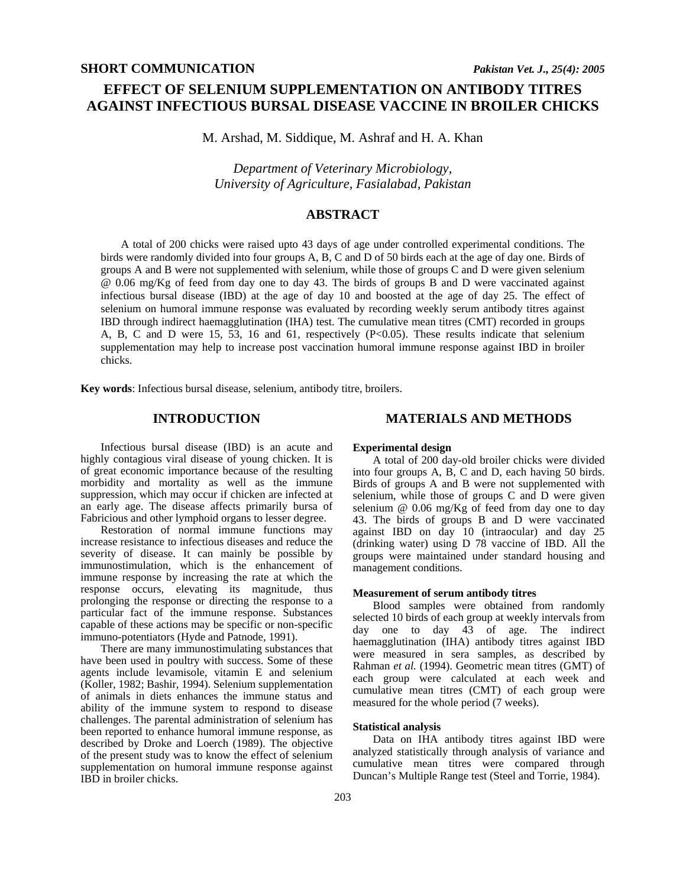SHORT COMMUNICATION

# EFFECT OF SELENIUM SUPPLEMENTATION ON ANTIBODY TITRES AGAINST INFECTIOUS BURSAL DISEASE VACCINE IN BROILER CHICKS

M. Arshad, M. Siddique, M. Ashraf and H. A. Khan

*Department of Veterinary Microbiology, University of Agriculture, Fasialabad, Pakistan*

## ABSTRACT

A total of 200 chicks were raised upto 43 days of age under controlled experimental conditions. The birds were randomly divided into four groups A, B, C and D of 50 birds each at the age of day one. Birds of groups A and B were not supplemented with selenium, while those of groups C and D were given selenium @ 0.06 mg/Kg of feed from day one to day 43. The birds of groups B and D were vaccinated against infectious bursal disease (IBD) at the age of day 10 and boosted at the age of day 25. The effect of selenium on humoral immune response was evaluated by recording weekly serum antibody titres against IBD through indirect haemagglutination (IHA) test. The cumulative mean titres (CMT) recorded in groups A, B, C and D were 15, 53, 16 and 61, respectively ($P<0.05$). These results indicate that selenium supplementation may help to increase post vaccination humoral immune response against IBD in broiler chicks.

**Key words**: Infectious bursal disease, selenium, antibody titre, broilers.

## INTRODUCTION

Infectious bursal disease (IBD) is an acute and highly contagious viral disease of young chicken. It is of great economic importance because of the resulting morbidity and mortality as well as the immune suppression, which may occur if chicken are infected at an early age. The disease affects primarily bursa of Fabricious and other lymphoid organs to lesser degree.

Restoration of normal immune functions may increase resistance to infectious diseases and reduce the severity of disease. It can mainly be possible by immunostimulation, which is the enhancement of immune response by increasing the rate at which the response occurs, elevating its magnitude, thus prolonging the response or directing the response to a particular fact of the immune response. Substances capable of these actions may be specific or non-specific immuno-potentiators (Hyde and Patnode, 1991).

There are many immunostimulating substances that have been used in poultry with success. Some of these agents include levamisole, vitamin E and selenium (Koller, 1982; Bashir, 1994). Selenium supplementation of animals in diets enhances the immune status and ability of the immune system to respond to disease challenges. The parental administration of selenium has been reported to enhance humoral immune response, as described by Droke and Loerch (1989). The objective of the present study was to know the effect of selenium supplementation on humoral immune response against IBD in broiler chicks.

## MATERIALS AND METHODS

### Experimental design

A total of 200 day-old broiler chicks were divided into four groups A, B, C and D, each having 50 birds. Birds of groups A and B were not supplemented with selenium, while those of groups C and D were given selenium @ 0.06 mg/Kg of feed from day one to day 43. The birds of groups B and D were vaccinated against IBD on day 10 (intraocular) and day 25 (drinking water) using D 78 vaccine of IBD. All the groups were maintained under standard housing and management conditions.

### Measurement of serum antibody titres

Blood samples were obtained from randomly selected 10 birds of each group at weekly intervals from day one to day 43 of age. The indirect haemagglutination (IHA) antibody titres against IBD were measured in sera samples, as described by Rahman *et al.* (1994). Geometric mean titres (GMT) of each group were calculated at each week and cumulative mean titres (CMT) of each group were measured for the whole period (7 weeks).

### Statistical analysis

Data on IHA antibody titres against IBD were analyzed statistically through analysis of variance and cumulative mean titres were compared through Duncan's Multiple Range test (Steel and Torrie, 1984).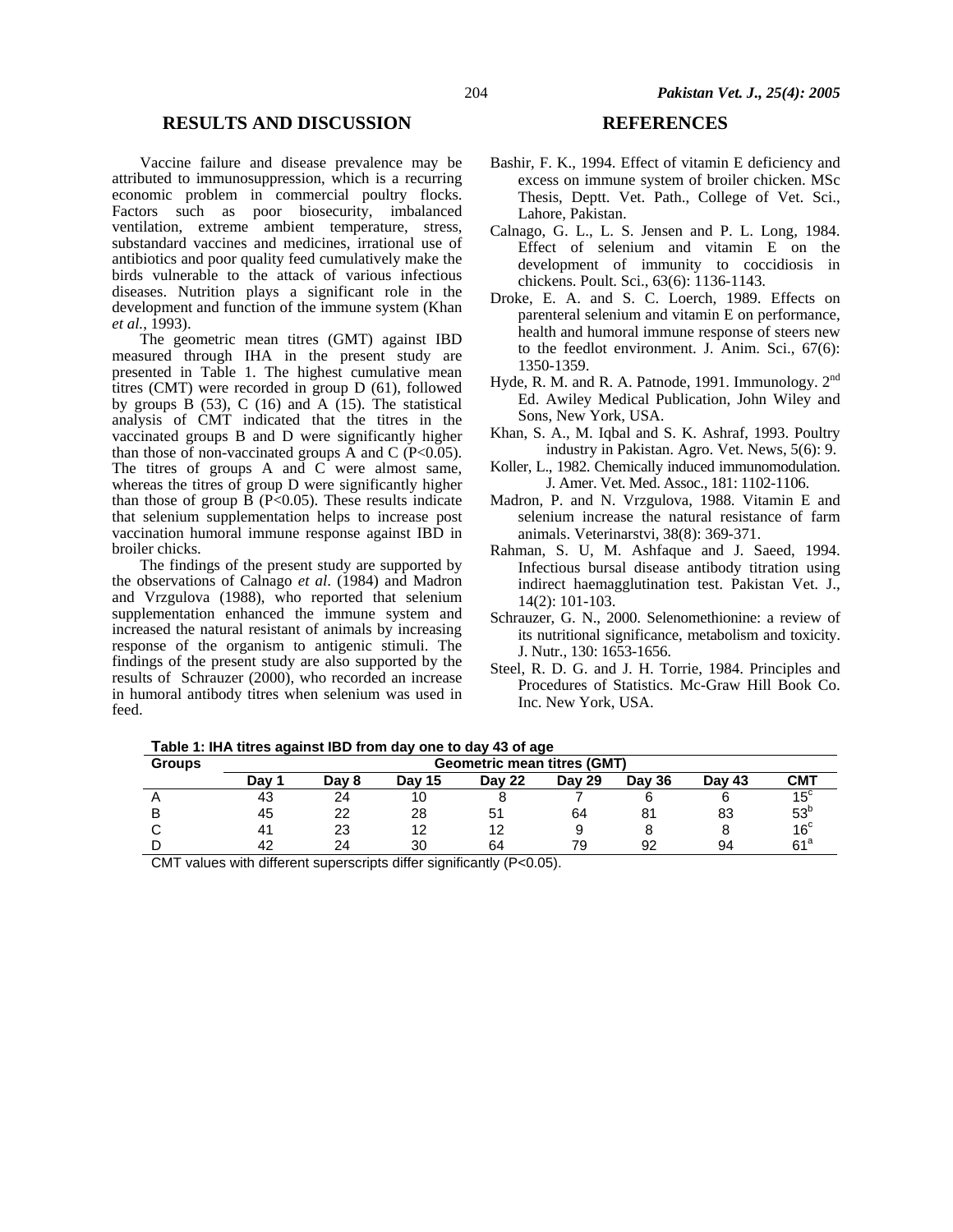## RESULTS AND DISCUSSION

Vaccine failure and disease prevalence may be attributed to immunosuppression, which is a recurring economic problem in commercial poultry flocks. Factors such as poor biosecurity, imbalanced ventilation, extreme ambient temperature, stress, substandard vaccines and medicines, irrational use of antibiotics and poor quality feed cumulatively make the birds vulnerable to the attack of various infectious diseases. Nutrition plays a significant role in the development and function of the immune system (Khan *et al.*, 1993).

The geometric mean titres (GMT) against IBD measured through IHA in the present study are presented in Table 1. The highest cumulative mean titres (CMT) were recorded in group D (61), followed by groups B (53), C (16) and A (15). The statistical analysis of CMT indicated that the titres in the vaccinated groups B and D were significantly higher than those of non-vaccinated groups A and C ($P<0.05$). The titres of groups A and C were almost same, whereas the titres of group D were significantly higher than those of group B ($P<0.05$). These results indicate that selenium supplementation helps to increase post vaccination humoral immune response against IBD in broiler chicks.

The findings of the present study are supported by the observations of Calnago *et al*. (1984) and Madron and Vrzgulova (1988), who reported that selenium supplementation enhanced the immune system and increased the natural resistant of animals by increasing response of the organism to antigenic stimuli. The findings of the present study are also supported by the results of Schrauzer (2000), who recorded an increase in humoral antibody titres when selenium was used in feed.

**Table 1: IHA titres against IBD from day one to day 43 of age**

| Groups | Geometric mean titres (GMT) | | | | | | | |
|---|---|---|---|---|---|---|---|---|
| | Day 1 | Day 8 | Day 15 | Day 22 | Day 29 | Day 36 | Day 43 | CMT |
| A | 43 | 24 | 10 | 8 | 7 | 6 | 6 | $15^{c}$ |
| B | 45 | 22 | 28 | 51 | 64 | 81 | 83 | $53^{b}$ |
| C | 41 | 23 | 12 | 12 | 9 | 8 | 8 | $16^{c}$ |
| D | 42 | 24 | 30 | 64 | 79 | 92 | 94 | $61^{a}$ |

CMT values with different superscripts differ significantly ($P<0.05$).

## REFERENCES

Bashir, F. K., 1994. Effect of vitamin E deficiency and excess on immune system of broiler chicken. MSc Thesis, Deptt. Vet. Path., College of Vet. Sci., Lahore, Pakistan.

Calnago, G. L., L. S. Jensen and P. L. Long, 1984. Effect of selenium and vitamin E on the development of immunity to coccidiosis in chickens. Poult. Sci., 63(6): 1136-1143.

Droke, E. A. and S. C. Loerch, 1989. Effects on parenteral selenium and vitamin E on performance, health and humoral immune response of steers new to the feedlot environment. J. Anim. Sci., 67(6): 1350-1359.

Hyde, R. M. and R. A. Patnode, 1991. Immunology. 2nd Ed. Awiley Medical Publication, John Wiley and Sons, New York, USA.

Khan, S. A., M. Iqbal and S. K. Ashraf, 1993. Poultry industry in Pakistan. Agro. Vet. News, 5(6): 9.

Koller, L., 1982. Chemically induced immunomodulation. J. Amer. Vet. Med. Assoc., 181: 1102-1106.

Madron, P. and N. Vrzgulova, 1988. Vitamin E and selenium increase the natural resistance of farm animals. Veterinarstvi, 38(8): 369-371.

Rahman, S. U, M. Ashfaque and J. Saeed, 1994. Infectious bursal disease antibody titration using indirect haemagglutination test. Pakistan Vet. J., 14(2): 101-103.

Schrauzer, G. N., 2000. Selenomethionine: a review of its nutritional significance, metabolism and toxicity. J. Nutr., 130: 1653-1656.

Steel, R. D. G. and J. H. Torrie, 1984. Principles and Procedures of Statistics. Mc-Graw Hill Book Co. Inc. New York, USA.